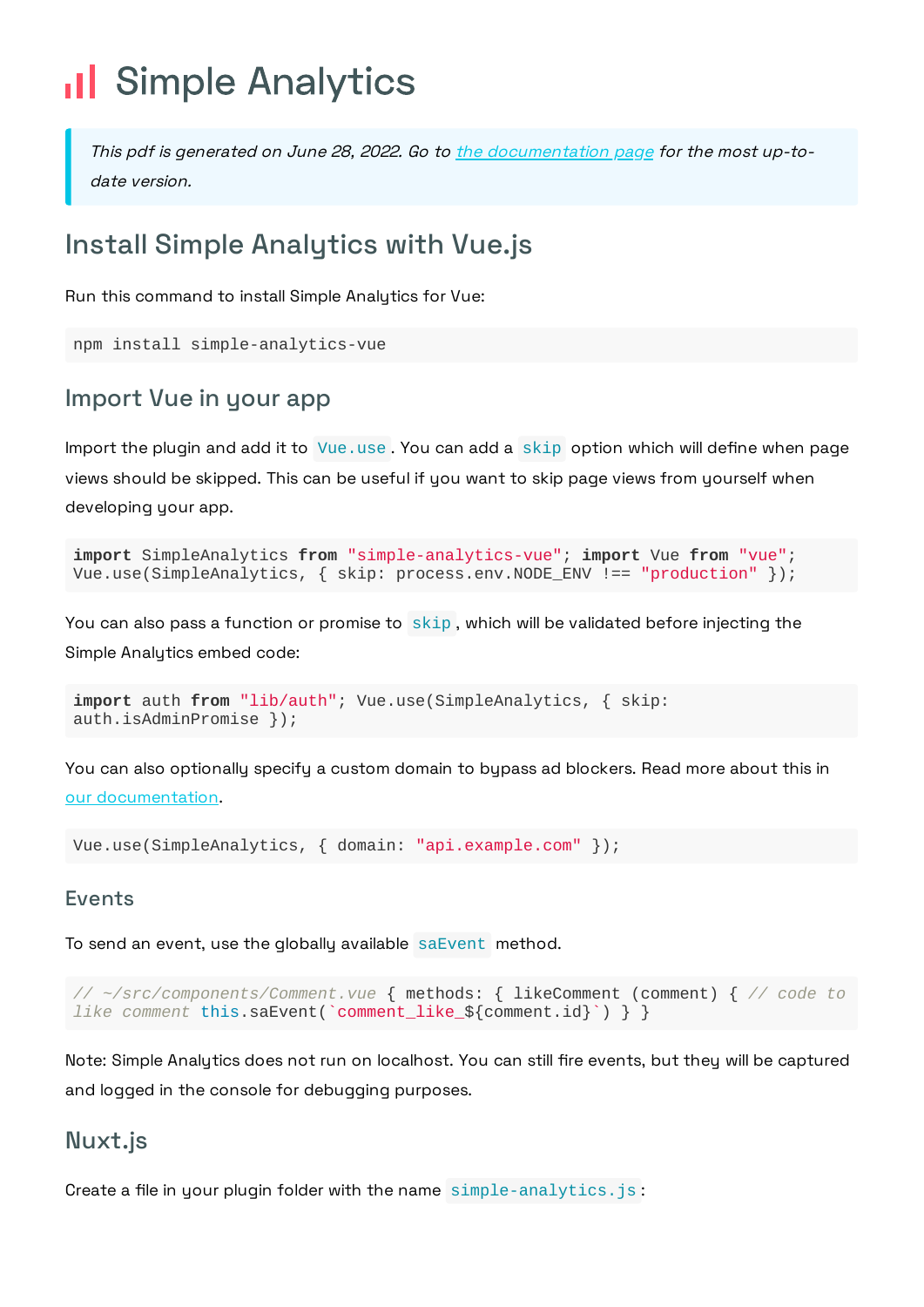// ~/src/components/Comment.vue { methods: { likeComment (comment) { // code to like comment this.saEvent(`comment_like_${comment.id}`) } }
```

Note: Simple Analytics does not run on localhost. You can still fire events, but they will be captured and logged in the console for debugging purposes.

## Nuxt.js

Create a file in your plugin folder with the name `simple-analytics.js`: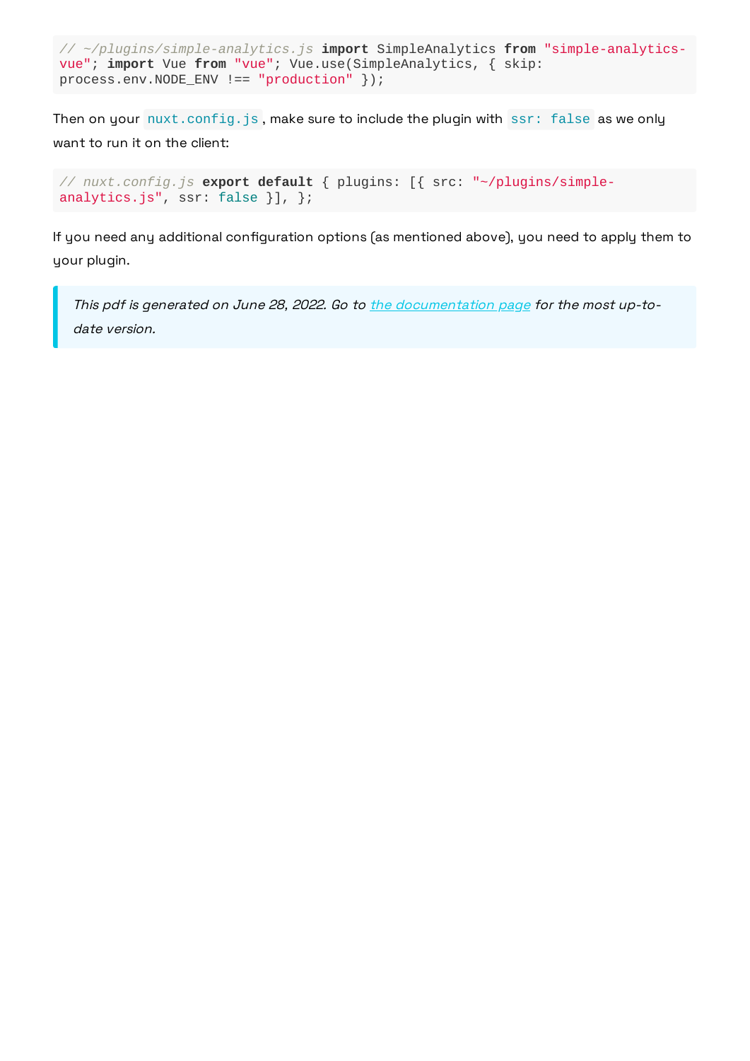```
// ~/plugins/simple-analytics.js import SimpleAnalytics from "simple-analytics-vue"; import Vue from "vue"; Vue.use(SimpleAnalytics, { skip: process.env.NODE_ENV !== "production" });
```

Then on your `nuxt.config.js`, make sure to include the plugin with `ssr: false` as we only want to run it on the client:

```
// nuxt.config.js export default { plugins: [{ src: "~/plugins/simple-analytics.js", ssr: false }], };
```

If you need any additional configuration options (as mentioned above), you need to apply them to your plugin.

> *This pdf is generated on June 28, 2022. Go to [the documentation page]() for the most up-to-date version.*